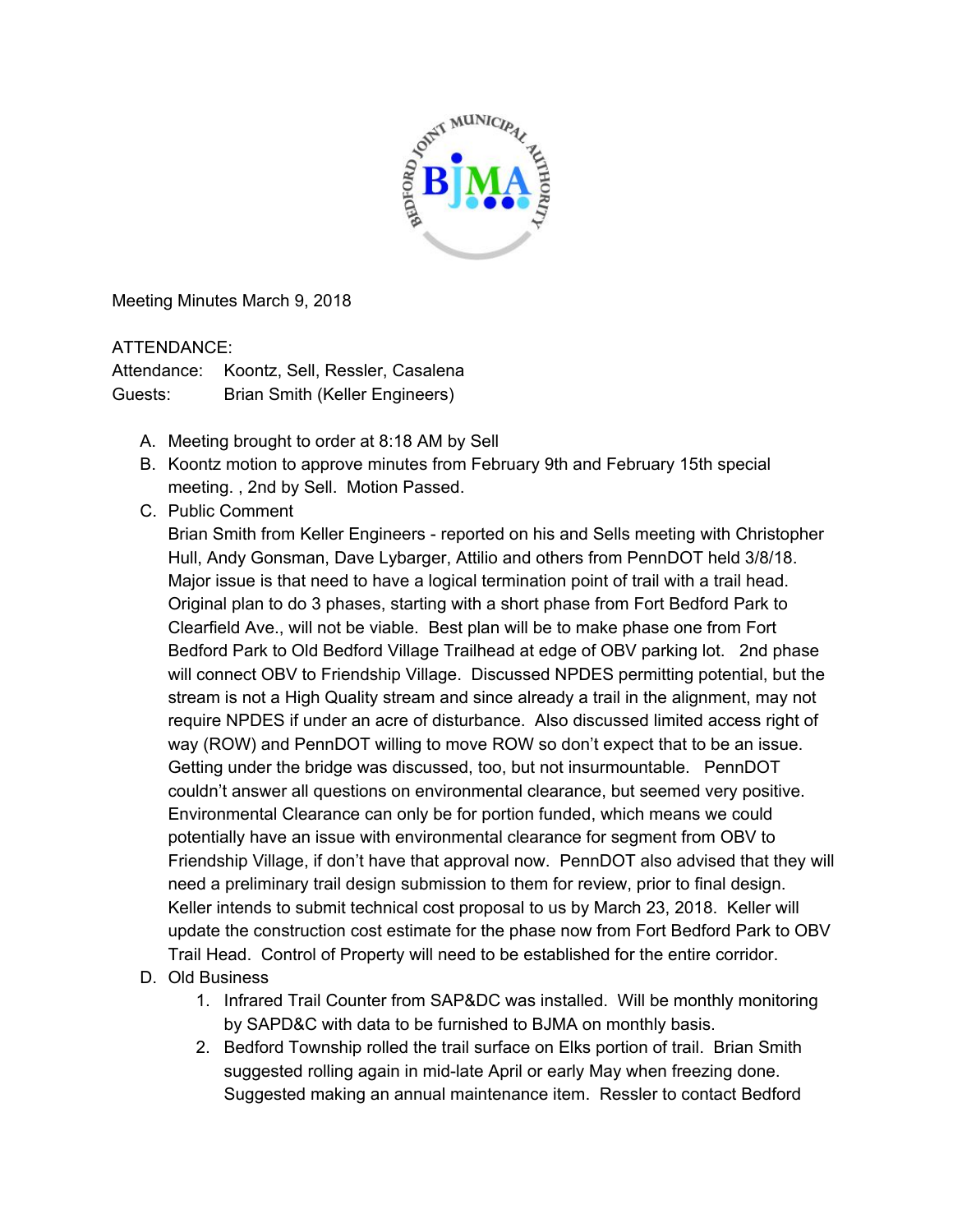Meeting Minutes March 9, 2018

ATTENDANCE:

Attendance: Koontz, Sell, Ressler, Casalena

Guests: Brian Smith (Keller Engineers)

A. Meeting brought to order at 8:18 AM by Sell
B. Koontz motion to approve minutes from February 9th and February 15th special meeting. , 2nd by Sell. Motion Passed.
C. Public Comment

   Brian Smith from Keller Engineers - reported on his and Sells meeting with Christopher Hull, Andy Gonsman, Dave Lybarger, Attilio and others from PennDOT held 3/8/18. Major issue is that need to have a logical termination point of trail with a trail head. Original plan to do 3 phases, starting with a short phase from Fort Bedford Park to Clearfield Ave., will not be viable. Best plan will be to make phase one from Fort Bedford Park to Old Bedford Village Trailhead at edge of OBV parking lot. 2nd phase will connect OBV to Friendship Village. Discussed NPDES permitting potential, but the stream is not a High Quality stream and since already a trail in the alignment, may not require NPDES if under an acre of disturbance. Also discussed limited access right of way (ROW) and PennDOT willing to move ROW so don't expect that to be an issue. Getting under the bridge was discussed, too, but not insurmountable. PennDOT couldn't answer all questions on environmental clearance, but seemed very positive. Environmental Clearance can only be for portion funded, which means we could potentially have an issue with environmental clearance for segment from OBV to Friendship Village, if don't have that approval now. PennDOT also advised that they will need a preliminary trail design submission to them for review, prior to final design. Keller intends to submit technical cost proposal to us by March 23, 2018. Keller will update the construction cost estimate for the phase now from Fort Bedford Park to OBV Trail Head. Control of Property will need to be established for the entire corridor.
D. Old Business
   1. Infrared Trail Counter from SAP&DC was installed. Will be monthly monitoring by SAPD&C with data to be furnished to BJMA on monthly basis.
   2. Bedford Township rolled the trail surface on Elks portion of trail. Brian Smith suggested rolling again in mid-late April or early May when freezing done. Suggested making an annual maintenance item. Ressler to contact Bedford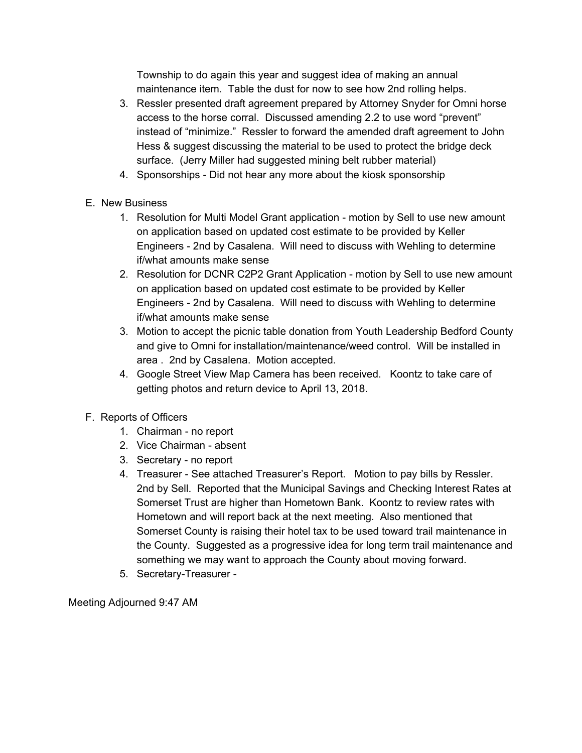Township to do again this year and suggest idea of making an annual maintenance item. Table the dust for now to see how 2nd rolling helps.

3. Ressler presented draft agreement prepared by Attorney Snyder for Omni horse access to the horse corral. Discussed amending 2.2 to use word "prevent" instead of "minimize." Ressler to forward the amended draft agreement to John Hess & suggest discussing the material to be used to protect the bridge deck surface. (Jerry Miller had suggested mining belt rubber material)
4. Sponsorships - Did not hear any more about the kiosk sponsorship

E. New Business
   1. Resolution for Multi Model Grant application - motion by Sell to use new amount on application based on updated cost estimate to be provided by Keller Engineers - 2nd by Casalena. Will need to discuss with Wehling to determine if/what amounts make sense
   2. Resolution for DCNR C2P2 Grant Application - motion by Sell to use new amount on application based on updated cost estimate to be provided by Keller Engineers - 2nd by Casalena. Will need to discuss with Wehling to determine if/what amounts make sense
   3. Motion to accept the picnic table donation from Youth Leadership Bedford County and give to Omni for installation/maintenance/weed control. Will be installed in area . 2nd by Casalena. Motion accepted.
   4. Google Street View Map Camera has been received. Koontz to take care of getting photos and return device to April 13, 2018.

F. Reports of Officers
   1. Chairman - no report
   2. Vice Chairman - absent
   3. Secretary - no report
   4. Treasurer - See attached Treasurer's Report. Motion to pay bills by Ressler. 2nd by Sell. Reported that the Municipal Savings and Checking Interest Rates at Somerset Trust are higher than Hometown Bank. Koontz to review rates with Hometown and will report back at the next meeting. Also mentioned that Somerset County is raising their hotel tax to be used toward trail maintenance in the County. Suggested as a progressive idea for long term trail maintenance and something we may want to approach the County about moving forward.
   5. Secretary-Treasurer -

Meeting Adjourned 9:47 AM